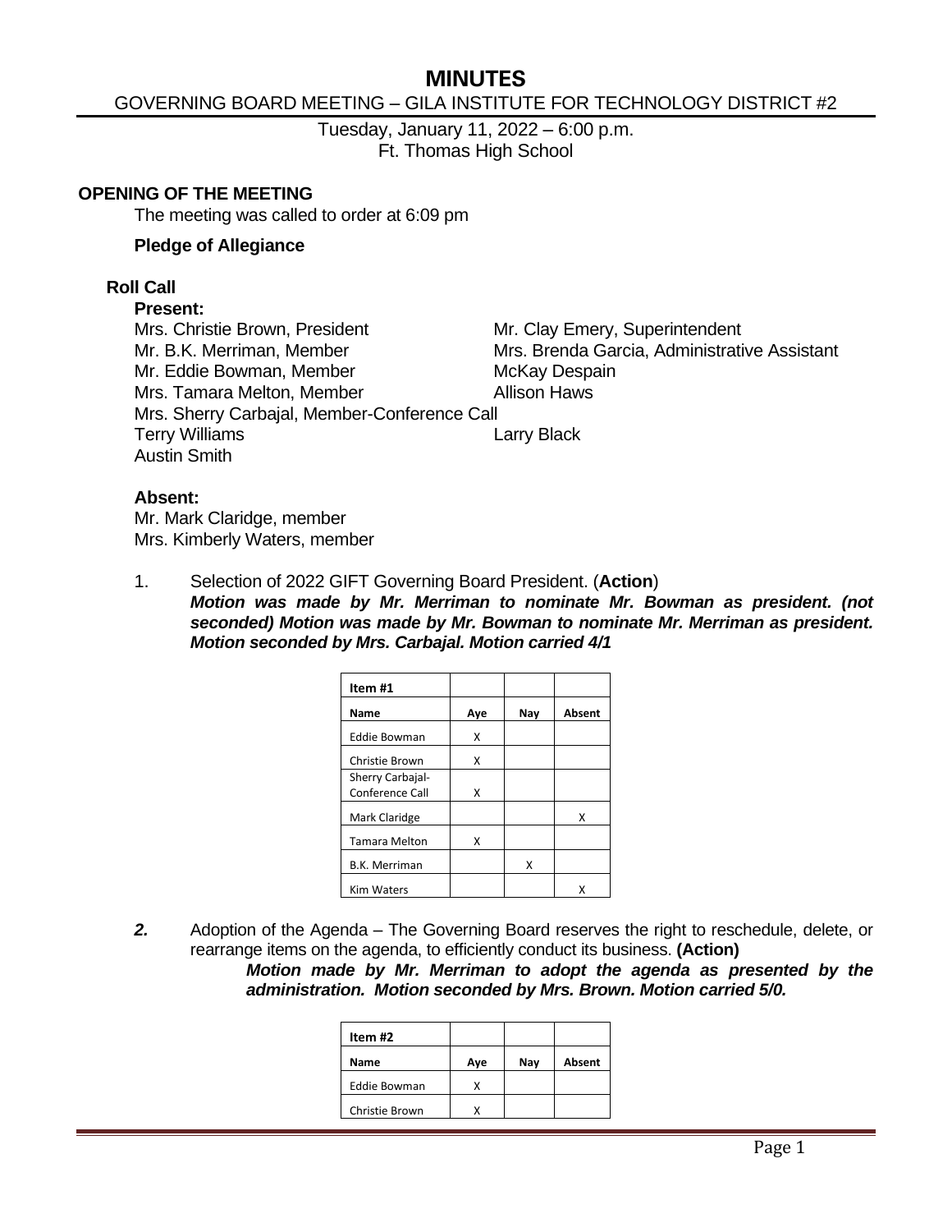# MINUTES

GOVERNING BOARD MEETING – GILA INSTITUTE FOR TECHNOLOGY DISTRICT #2

Tuesday, January 11, 2022 – 6:00 p.m.
Ft. Thomas High School

**OPENING OF THE MEETING**

The meeting was called to order at 6:09 pm

**Pledge of Allegiance**

**Roll Call**

**Present:**

Mrs. Christie Brown, President
Mr. B.K. Merriman, Member
Mr. Eddie Bowman, Member
Mrs. Tamara Melton, Member
Mrs. Sherry Carbajal, Member-Conference Call
Terry Williams
Austin Smith

Mr. Clay Emery, Superintendent
Mrs. Brenda Garcia, Administrative Assistant
McKay Despain
Allison Haws
Larry Black

**Absent:**

Mr. Mark Claridge, member
Mrs. Kimberly Waters, member

1. Selection of 2022 GIFT Governing Board President. (**Action**)
***Motion was made by Mr. Merriman to nominate Mr. Bowman as president. (not seconded) Motion was made by Mr. Bowman to nominate Mr. Merriman as president. Motion seconded by Mrs. Carbajal. Motion carried 4/1***

| Item #1 | | | |
|---|---|---|---|
| **Name** | **Aye** | **Nay** | **Absent** |
| Eddie Bowman | X | | |
| Christie Brown | X | | |
| Sherry Carbajal-Conference Call | X | | |
| Mark Claridge | | | X |
| Tamara Melton | X | | |
| B.K. Merriman | | X | |
| Kim Waters | | | X |

***2.*** Adoption of the Agenda – The Governing Board reserves the right to reschedule, delete, or rearrange items on the agenda, to efficiently conduct its business. **(Action)**
***Motion made by Mr. Merriman to adopt the agenda as presented by the administration. Motion seconded by Mrs. Brown. Motion carried 5/0.***

| Item #2 | | | |
|---|---|---|---|
| **Name** | **Aye** | **Nay** | **Absent** |
| Eddie Bowman | X | | |
| Christie Brown | X | | |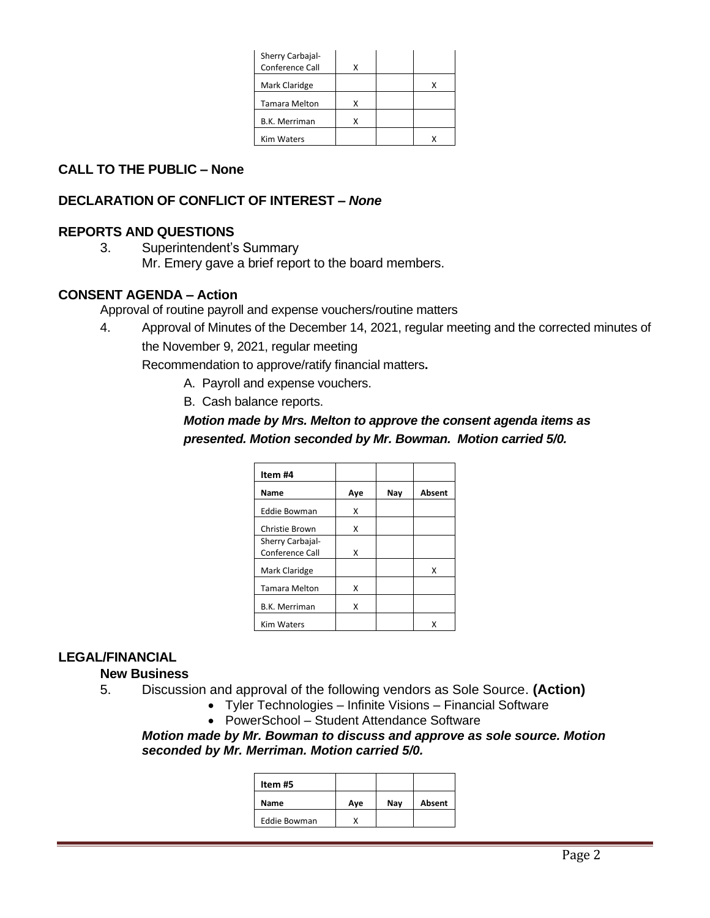| | | | |
|---|---|---|---|
| Sherry Carbajal- Conference Call | X | | |
| Mark Claridge | | | X |
| Tamara Melton | X | | |
| B.K. Merriman | X | | |
| Kim Waters | | | X |

## CALL TO THE PUBLIC – None

## DECLARATION OF CONFLICT OF INTEREST – *None*

## REPORTS AND QUESTIONS

3. Superintendent's Summary
   Mr. Emery gave a brief report to the board members.

## CONSENT AGENDA – Action

Approval of routine payroll and expense vouchers/routine matters

4. Approval of Minutes of the December 14, 2021, regular meeting and the corrected minutes of the November 9, 2021, regular meeting
   Recommendation to approve/ratify financial matters**.**
   A. Payroll and expense vouchers.
   B. Cash balance reports.

   ***Motion made by Mrs. Melton to approve the consent agenda items as presented. Motion seconded by Mr. Bowman. Motion carried 5/0.***

| **Item #4** | | | |
|---|---|---|---|
| **Name** | **Aye** | **Nay** | **Absent** |
| Eddie Bowman | X | | |
| Christie Brown | X | | |
| Sherry Carbajal- Conference Call | X | | |
| Mark Claridge | | | X |
| Tamara Melton | X | | |
| B.K. Merriman | X | | |
| Kim Waters | | | X |

## LEGAL/FINANCIAL

### New Business

5. Discussion and approval of the following vendors as Sole Source. **(Action)**
   - Tyler Technologies – Infinite Visions – Financial Software
   - PowerSchool – Student Attendance Software

   ***Motion made by Mr. Bowman to discuss and approve as sole source. Motion seconded by Mr. Merriman. Motion carried 5/0.***

| **Item #5** | | | |
|---|---|---|---|
| **Name** | **Aye** | **Nay** | **Absent** |
| Eddie Bowman | X | | |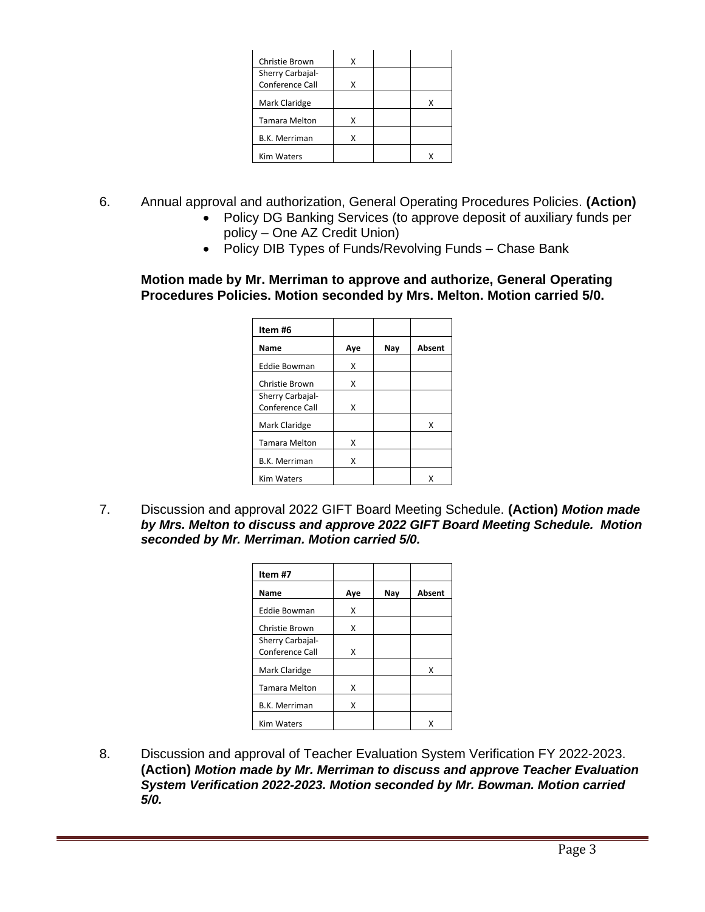| | | | |
|---|---|---|---|
| Christie Brown | X | | |
| Sherry Carbajal-Conference Call | X | | |
| Mark Claridge | | | X |
| Tamara Melton | X | | |
| B.K. Merriman | X | | |
| Kim Waters | | | X |

6. Annual approval and authorization, General Operating Procedures Policies. **(Action)**
   - Policy DG Banking Services (to approve deposit of auxiliary funds per policy – One AZ Credit Union)
   - Policy DIB Types of Funds/Revolving Funds – Chase Bank

   **Motion made by Mr. Merriman to approve and authorize, General Operating Procedures Policies. Motion seconded by Mrs. Melton. Motion carried 5/0.**

| **Item #6** | | | |
|---|---|---|---|
| **Name** | **Aye** | **Nay** | **Absent** |
| Eddie Bowman | X | | |
| Christie Brown | X | | |
| Sherry Carbajal-Conference Call | X | | |
| Mark Claridge | | | X |
| Tamara Melton | X | | |
| B.K. Merriman | X | | |
| Kim Waters | | | X |

7. Discussion and approval 2022 GIFT Board Meeting Schedule. **(Action)** ***Motion made by Mrs. Melton to discuss and approve 2022 GIFT Board Meeting Schedule. Motion seconded by Mr. Merriman. Motion carried 5/0.***

| **Item #7** | | | |
|---|---|---|---|
| **Name** | **Aye** | **Nay** | **Absent** |
| Eddie Bowman | X | | |
| Christie Brown | X | | |
| Sherry Carbajal-Conference Call | X | | |
| Mark Claridge | | | X |
| Tamara Melton | X | | |
| B.K. Merriman | X | | |
| Kim Waters | | | X |

8. Discussion and approval of Teacher Evaluation System Verification FY 2022-2023. **(Action)** ***Motion made by Mr. Merriman to discuss and approve Teacher Evaluation System Verification 2022-2023. Motion seconded by Mr. Bowman. Motion carried 5/0.***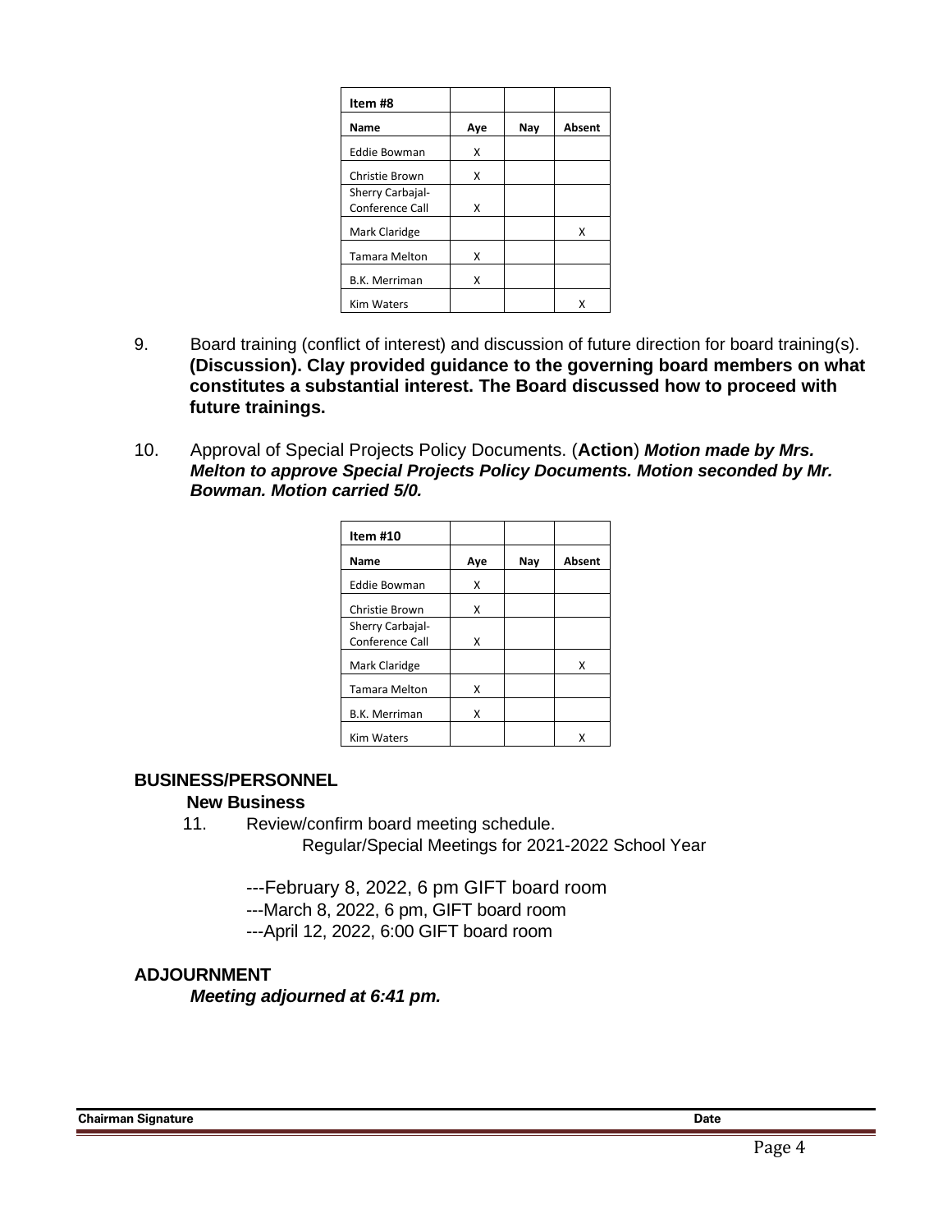| Item #8 | | | |
|---|---|---|---|
| **Name** | **Aye** | **Nay** | **Absent** |
| Eddie Bowman | X | | |
| Christie Brown | X | | |
| Sherry Carbajal-Conference Call | X | | |
| Mark Claridge | | | X |
| Tamara Melton | X | | |
| B.K. Merriman | X | | |
| Kim Waters | | | X |

9. Board training (conflict of interest) and discussion of future direction for board training(s). **(Discussion). Clay provided guidance to the governing board members on what constitutes a substantial interest. The Board discussed how to proceed with future trainings.**

10. Approval of Special Projects Policy Documents. (**Action**) ***Motion made by Mrs. Melton to approve Special Projects Policy Documents. Motion seconded by Mr. Bowman. Motion carried 5/0.***

| Item #10 | | | |
|---|---|---|---|
| **Name** | **Aye** | **Nay** | **Absent** |
| Eddie Bowman | X | | |
| Christie Brown | X | | |
| Sherry Carbajal-Conference Call | X | | |
| Mark Claridge | | | X |
| Tamara Melton | X | | |
| B.K. Merriman | X | | |
| Kim Waters | | | X |

## BUSINESS/PERSONNEL

### New Business

11. Review/confirm board meeting schedule.
    Regular/Special Meetings for 2021-2022 School Year

    ---February 8, 2022, 6 pm GIFT board room
    ---March 8, 2022, 6 pm, GIFT board room
    ---April 12, 2022, 6:00 GIFT board room

## ADJOURNMENT

***Meeting adjourned at 6:41 pm.***

**Chairman Signature** **Date**